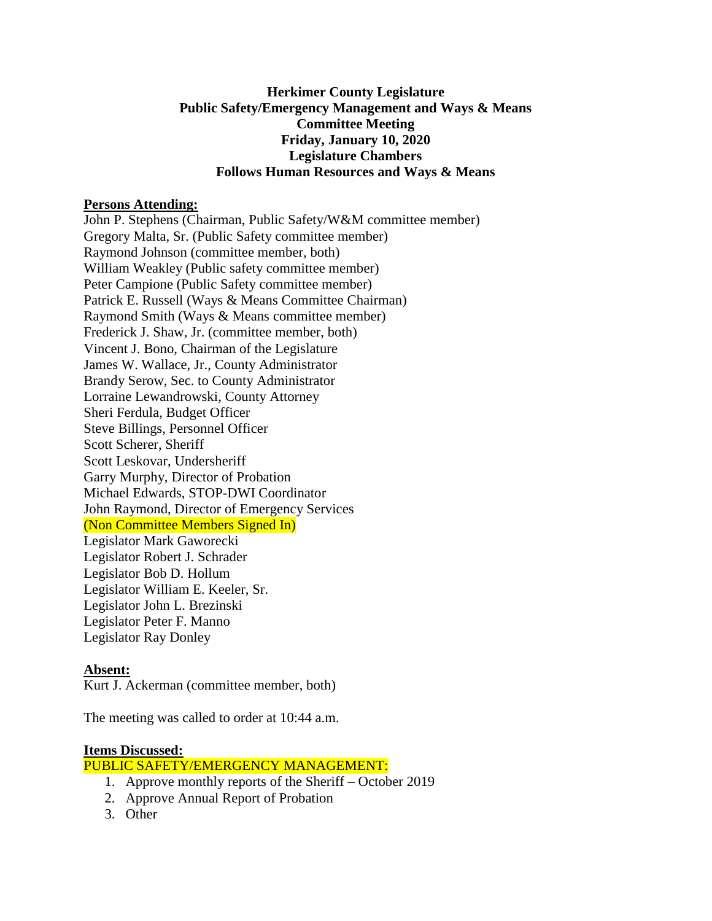**Herkimer County Legislature**
**Public Safety/Emergency Management and Ways & Means**
**Committee Meeting**
**Friday, January 10, 2020**
**Legislature Chambers**
**Follows Human Resources and Ways & Means**

**Persons Attending:**

John P. Stephens (Chairman, Public Safety/W&M committee member)
Gregory Malta, Sr. (Public Safety committee member)
Raymond Johnson (committee member, both)
William Weakley (Public safety committee member)
Peter Campione (Public Safety committee member)
Patrick E. Russell (Ways & Means Committee Chairman)
Raymond Smith (Ways & Means committee member)
Frederick J. Shaw, Jr. (committee member, both)
Vincent J. Bono, Chairman of the Legislature
James W. Wallace, Jr., County Administrator
Brandy Serow, Sec. to County Administrator
Lorraine Lewandrowski, County Attorney
Sheri Ferdula, Budget Officer
Steve Billings, Personnel Officer
Scott Scherer, Sheriff
Scott Leskovar, Undersheriff
Garry Murphy, Director of Probation
Michael Edwards, STOP-DWI Coordinator
John Raymond, Director of Emergency Services
(Non Committee Members Signed In)
Legislator Mark Gaworecki
Legislator Robert J. Schrader
Legislator Bob D. Hollum
Legislator William E. Keeler, Sr.
Legislator John L. Brezinski
Legislator Peter F. Manno
Legislator Ray Donley

**Absent:**

Kurt J. Ackerman (committee member, both)

The meeting was called to order at 10:44 a.m.

**Items Discussed:**

PUBLIC SAFETY/EMERGENCY MANAGEMENT:

1. Approve monthly reports of the Sheriff – October 2019
2. Approve Annual Report of Probation
3. Other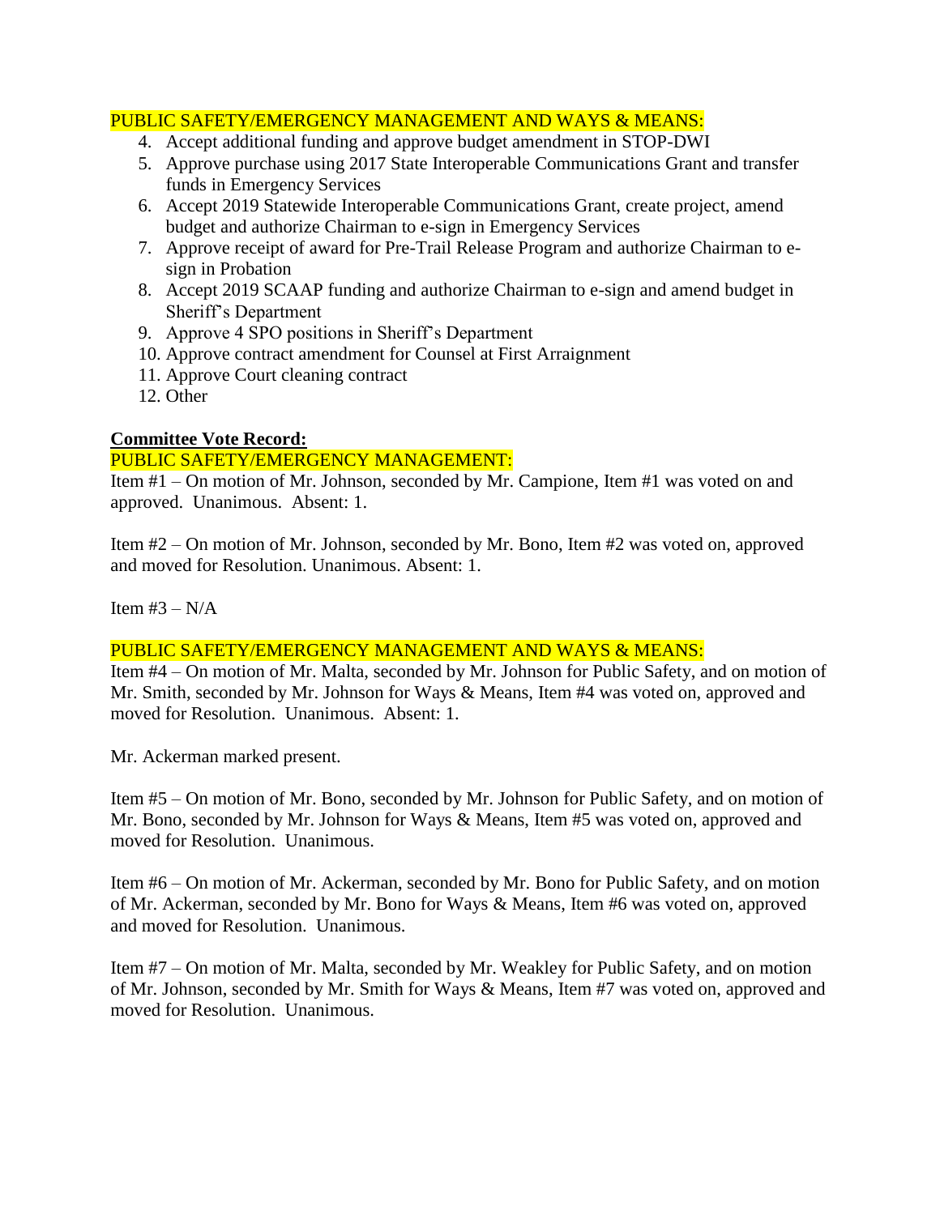PUBLIC SAFETY/EMERGENCY MANAGEMENT AND WAYS & MEANS:

4. Accept additional funding and approve budget amendment in STOP-DWI
5. Approve purchase using 2017 State Interoperable Communications Grant and transfer funds in Emergency Services
6. Accept 2019 Statewide Interoperable Communications Grant, create project, amend budget and authorize Chairman to e-sign in Emergency Services
7. Approve receipt of award for Pre-Trail Release Program and authorize Chairman to e-sign in Probation
8. Accept 2019 SCAAP funding and authorize Chairman to e-sign and amend budget in Sheriff's Department
9. Approve 4 SPO positions in Sheriff's Department
10. Approve contract amendment for Counsel at First Arraignment
11. Approve Court cleaning contract
12. Other

**Committee Vote Record:**

PUBLIC SAFETY/EMERGENCY MANAGEMENT:

Item #1 – On motion of Mr. Johnson, seconded by Mr. Campione, Item #1 was voted on and approved. Unanimous. Absent: 1.

Item #2 – On motion of Mr. Johnson, seconded by Mr. Bono, Item #2 was voted on, approved and moved for Resolution. Unanimous. Absent: 1.

Item #3 – N/A

PUBLIC SAFETY/EMERGENCY MANAGEMENT AND WAYS & MEANS:

Item #4 – On motion of Mr. Malta, seconded by Mr. Johnson for Public Safety, and on motion of Mr. Smith, seconded by Mr. Johnson for Ways & Means, Item #4 was voted on, approved and moved for Resolution. Unanimous. Absent: 1.

Mr. Ackerman marked present.

Item #5 – On motion of Mr. Bono, seconded by Mr. Johnson for Public Safety, and on motion of Mr. Bono, seconded by Mr. Johnson for Ways & Means, Item #5 was voted on, approved and moved for Resolution. Unanimous.

Item #6 – On motion of Mr. Ackerman, seconded by Mr. Bono for Public Safety, and on motion of Mr. Ackerman, seconded by Mr. Bono for Ways & Means, Item #6 was voted on, approved and moved for Resolution. Unanimous.

Item #7 – On motion of Mr. Malta, seconded by Mr. Weakley for Public Safety, and on motion of Mr. Johnson, seconded by Mr. Smith for Ways & Means, Item #7 was voted on, approved and moved for Resolution. Unanimous.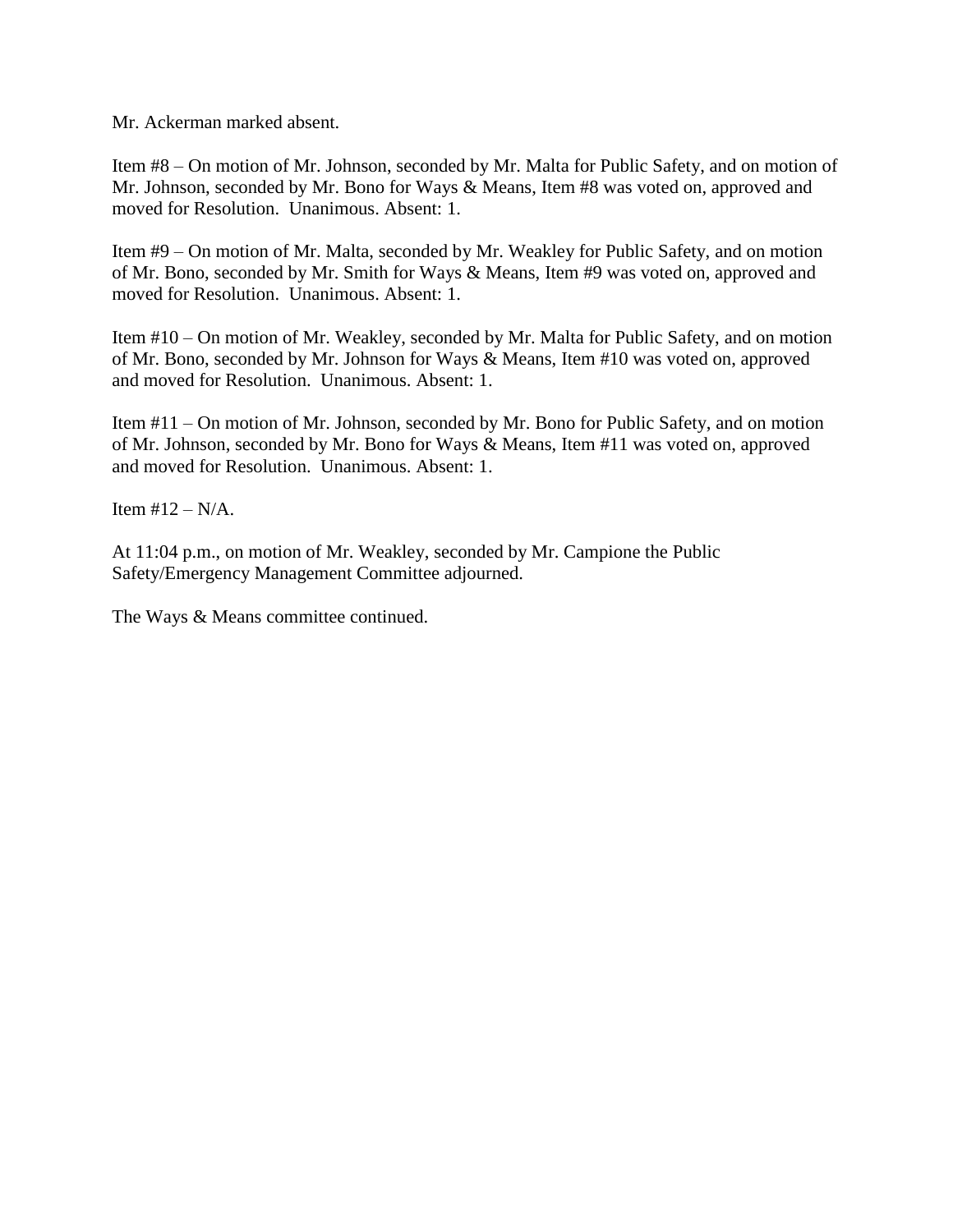Mr. Ackerman marked absent.

Item #8 – On motion of Mr. Johnson, seconded by Mr. Malta for Public Safety, and on motion of Mr. Johnson, seconded by Mr. Bono for Ways & Means, Item #8 was voted on, approved and moved for Resolution. Unanimous. Absent: 1.

Item #9 – On motion of Mr. Malta, seconded by Mr. Weakley for Public Safety, and on motion of Mr. Bono, seconded by Mr. Smith for Ways & Means, Item #9 was voted on, approved and moved for Resolution. Unanimous. Absent: 1.

Item #10 – On motion of Mr. Weakley, seconded by Mr. Malta for Public Safety, and on motion of Mr. Bono, seconded by Mr. Johnson for Ways & Means, Item #10 was voted on, approved and moved for Resolution. Unanimous. Absent: 1.

Item #11 – On motion of Mr. Johnson, seconded by Mr. Bono for Public Safety, and on motion of Mr. Johnson, seconded by Mr. Bono for Ways & Means, Item #11 was voted on, approved and moved for Resolution. Unanimous. Absent: 1.

Item #12 – N/A.

At 11:04 p.m., on motion of Mr. Weakley, seconded by Mr. Campione the Public Safety/Emergency Management Committee adjourned.

The Ways & Means committee continued.